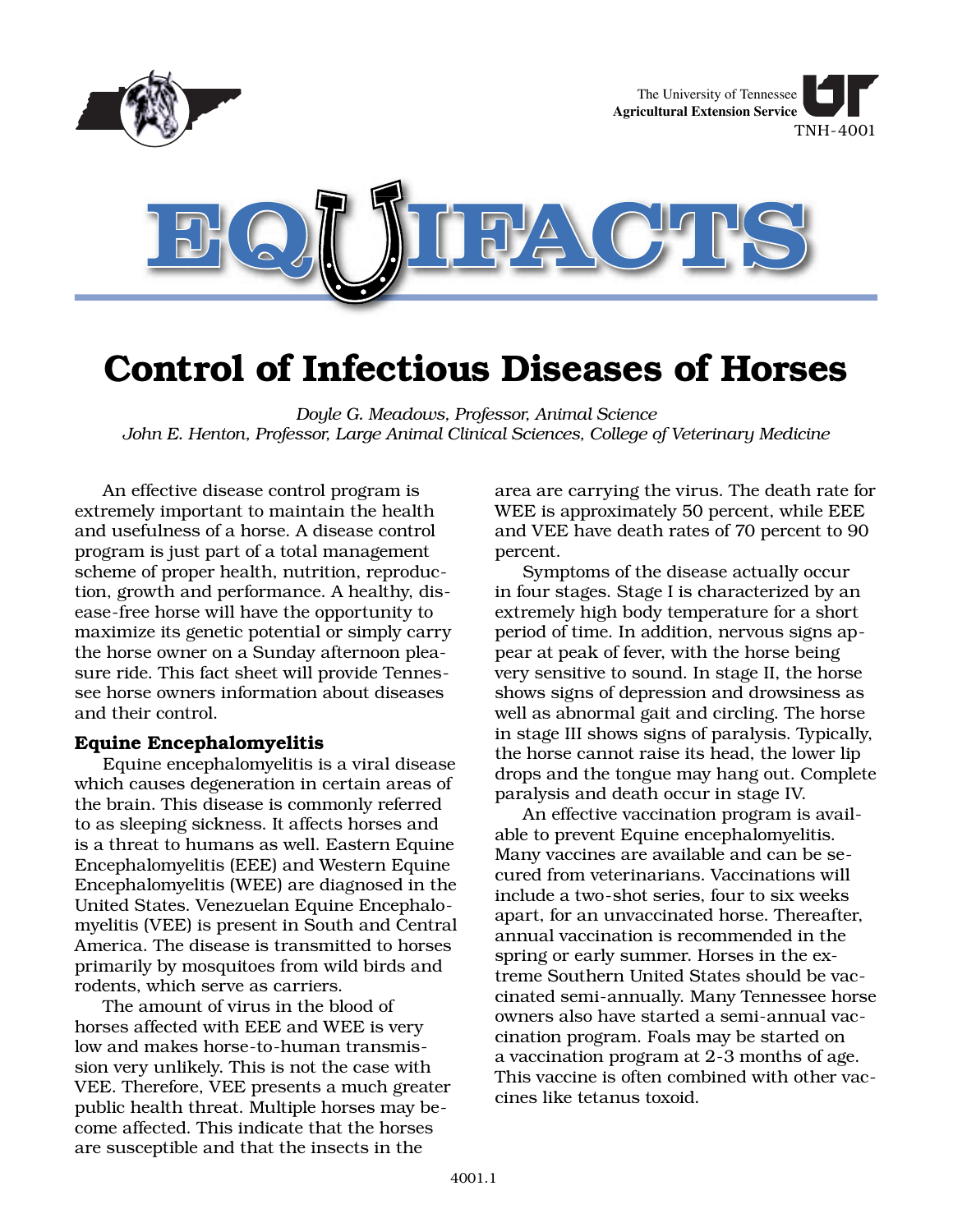The University of Tennessee
**Agricultural Extension Service**
TNH-4001

# EQUIFACTS

## Control of Infectious Diseases of Horses

*Doyle G. Meadows, Professor, Animal Science*
*John E. Henton, Professor, Large Animal Clinical Sciences, College of Veterinary Medicine*

An effective disease control program is extremely important to maintain the health and usefulness of a horse. A disease control program is just part of a total management scheme of proper health, nutrition, reproduction, growth and performance. A healthy, disease-free horse will have the opportunity to maximize its genetic potential or simply carry the horse owner on a Sunday afternoon pleasure ride. This fact sheet will provide Tennessee horse owners information about diseases and their control.

### Equine Encephalomyelitis

Equine encephalomyelitis is a viral disease which causes degeneration in certain areas of the brain. This disease is commonly referred to as sleeping sickness. It affects horses and is a threat to humans as well. Eastern Equine Encephalomyelitis (EEE) and Western Equine Encephalomyelitis (WEE) are diagnosed in the United States. Venezuelan Equine Encephalomyelitis (VEE) is present in South and Central America. The disease is transmitted to horses primarily by mosquitoes from wild birds and rodents, which serve as carriers.

The amount of virus in the blood of horses affected with EEE and WEE is very low and makes horse-to-human transmission very unlikely. This is not the case with VEE. Therefore, VEE presents a much greater public health threat. Multiple horses may become affected. This indicate that the horses are susceptible and that the insects in the area are carrying the virus. The death rate for WEE is approximately 50 percent, while EEE and VEE have death rates of 70 percent to 90 percent.

Symptoms of the disease actually occur in four stages. Stage I is characterized by an extremely high body temperature for a short period of time. In addition, nervous signs appear at peak of fever, with the horse being very sensitive to sound. In stage II, the horse shows signs of depression and drowsiness as well as abnormal gait and circling. The horse in stage III shows signs of paralysis. Typically, the horse cannot raise its head, the lower lip drops and the tongue may hang out. Complete paralysis and death occur in stage IV.

An effective vaccination program is available to prevent Equine encephalomyelitis. Many vaccines are available and can be secured from veterinarians. Vaccinations will include a two-shot series, four to six weeks apart, for an unvaccinated horse. Thereafter, annual vaccination is recommended in the spring or early summer. Horses in the extreme Southern United States should be vaccinated semi-annually. Many Tennessee horse owners also have started a semi-annual vaccination program. Foals may be started on a vaccination program at 2-3 months of age. This vaccine is often combined with other vaccines like tetanus toxoid.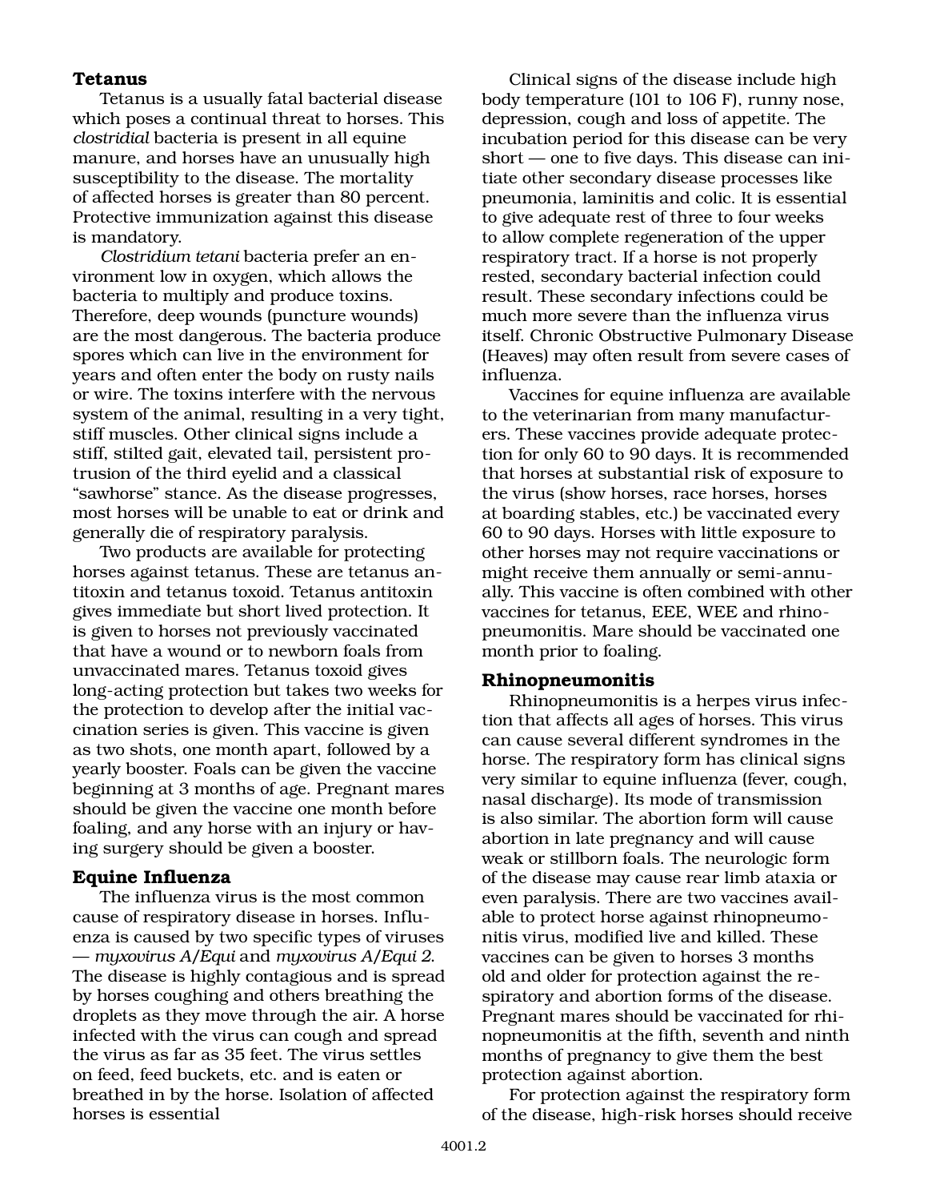## Tetanus

Tetanus is a usually fatal bacterial disease which poses a continual threat to horses. This *clostridial* bacteria is present in all equine manure, and horses have an unusually high susceptibility to the disease. The mortality of affected horses is greater than 80 percent. Protective immunization against this disease is mandatory.

*Clostridium tetani* bacteria prefer an environment low in oxygen, which allows the bacteria to multiply and produce toxins. Therefore, deep wounds (puncture wounds) are the most dangerous. The bacteria produce spores which can live in the environment for years and often enter the body on rusty nails or wire. The toxins interfere with the nervous system of the animal, resulting in a very tight, stiff muscles. Other clinical signs include a stiff, stilted gait, elevated tail, persistent protrusion of the third eyelid and a classical "sawhorse" stance. As the disease progresses, most horses will be unable to eat or drink and generally die of respiratory paralysis.

Two products are available for protecting horses against tetanus. These are tetanus antitoxin and tetanus toxoid. Tetanus antitoxin gives immediate but short lived protection. It is given to horses not previously vaccinated that have a wound or to newborn foals from unvaccinated mares. Tetanus toxoid gives long-acting protection but takes two weeks for the protection to develop after the initial vaccination series is given. This vaccine is given as two shots, one month apart, followed by a yearly booster. Foals can be given the vaccine beginning at 3 months of age. Pregnant mares should be given the vaccine one month before foaling, and any horse with an injury or having surgery should be given a booster.

## Equine Influenza

The influenza virus is the most common cause of respiratory disease in horses. Influenza is caused by two specific types of viruses — *myxovirus A/Equi* and *myxovirus A/Equi 2.* The disease is highly contagious and is spread by horses coughing and others breathing the droplets as they move through the air. A horse infected with the virus can cough and spread the virus as far as 35 feet. The virus settles on feed, feed buckets, etc. and is eaten or breathed in by the horse. Isolation of affected horses is essential

Clinical signs of the disease include high body temperature (101 to 106 F), runny nose, depression, cough and loss of appetite. The incubation period for this disease can be very short — one to five days. This disease can initiate other secondary disease processes like pneumonia, laminitis and colic. It is essential to give adequate rest of three to four weeks to allow complete regeneration of the upper respiratory tract. If a horse is not properly rested, secondary bacterial infection could result. These secondary infections could be much more severe than the influenza virus itself. Chronic Obstructive Pulmonary Disease (Heaves) may often result from severe cases of influenza.

Vaccines for equine influenza are available to the veterinarian from many manufacturers. These vaccines provide adequate protection for only 60 to 90 days. It is recommended that horses at substantial risk of exposure to the virus (show horses, race horses, horses at boarding stables, etc.) be vaccinated every 60 to 90 days. Horses with little exposure to other horses may not require vaccinations or might receive them annually or semi-annually. This vaccine is often combined with other vaccines for tetanus, EEE, WEE and rhinopneumonitis. Mare should be vaccinated one month prior to foaling.

## Rhinopneumonitis

Rhinopneumonitis is a herpes virus infection that affects all ages of horses. This virus can cause several different syndromes in the horse. The respiratory form has clinical signs very similar to equine influenza (fever, cough, nasal discharge). Its mode of transmission is also similar. The abortion form will cause abortion in late pregnancy and will cause weak or stillborn foals. The neurologic form of the disease may cause rear limb ataxia or even paralysis. There are two vaccines available to protect horse against rhinopneumonitis virus, modified live and killed. These vaccines can be given to horses 3 months old and older for protection against the respiratory and abortion forms of the disease. Pregnant mares should be vaccinated for rhinopneumonitis at the fifth, seventh and ninth months of pregnancy to give them the best protection against abortion.

For protection against the respiratory form of the disease, high-risk horses should receive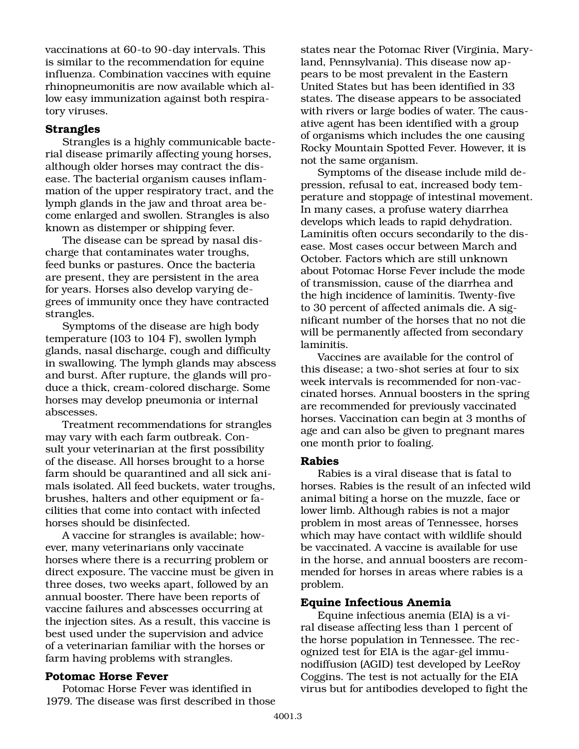vaccinations at 60-to 90-day intervals. This is similar to the recommendation for equine influenza. Combination vaccines with equine rhinopneumonitis are now available which allow easy immunization against both respiratory viruses.

### Strangles

Strangles is a highly communicable bacterial disease primarily affecting young horses, although older horses may contract the disease. The bacterial organism causes inflammation of the upper respiratory tract, and the lymph glands in the jaw and throat area become enlarged and swollen. Strangles is also known as distemper or shipping fever.

The disease can be spread by nasal discharge that contaminates water troughs, feed bunks or pastures. Once the bacteria are present, they are persistent in the area for years. Horses also develop varying degrees of immunity once they have contracted strangles.

Symptoms of the disease are high body temperature (103 to 104 F), swollen lymph glands, nasal discharge, cough and difficulty in swallowing. The lymph glands may abscess and burst. After rupture, the glands will produce a thick, cream-colored discharge. Some horses may develop pneumonia or internal abscesses.

Treatment recommendations for strangles may vary with each farm outbreak. Consult your veterinarian at the first possibility of the disease. All horses brought to a horse farm should be quarantined and all sick animals isolated. All feed buckets, water troughs, brushes, halters and other equipment or facilities that come into contact with infected horses should be disinfected.

A vaccine for strangles is available; however, many veterinarians only vaccinate horses where there is a recurring problem or direct exposure. The vaccine must be given in three doses, two weeks apart, followed by an annual booster. There have been reports of vaccine failures and abscesses occurring at the injection sites. As a result, this vaccine is best used under the supervision and advice of a veterinarian familiar with the horses or farm having problems with strangles.

### Potomac Horse Fever

Potomac Horse Fever was identified in 1979. The disease was first described in those states near the Potomac River (Virginia, Maryland, Pennsylvania). This disease now appears to be most prevalent in the Eastern United States but has been identified in 33 states. The disease appears to be associated with rivers or large bodies of water. The causative agent has been identified with a group of organisms which includes the one causing Rocky Mountain Spotted Fever. However, it is not the same organism.

Symptoms of the disease include mild depression, refusal to eat, increased body temperature and stoppage of intestinal movement. In many cases, a profuse watery diarrhea develops which leads to rapid dehydration. Laminitis often occurs secondarily to the disease. Most cases occur between March and October. Factors which are still unknown about Potomac Horse Fever include the mode of transmission, cause of the diarrhea and the high incidence of laminitis. Twenty-five to 30 percent of affected animals die. A significant number of the horses that no not die will be permanently affected from secondary laminitis.

Vaccines are available for the control of this disease; a two-shot series at four to six week intervals is recommended for non-vaccinated horses. Annual boosters in the spring are recommended for previously vaccinated horses. Vaccination can begin at 3 months of age and can also be given to pregnant mares one month prior to foaling.

### Rabies

Rabies is a viral disease that is fatal to horses. Rabies is the result of an infected wild animal biting a horse on the muzzle, face or lower limb. Although rabies is not a major problem in most areas of Tennessee, horses which may have contact with wildlife should be vaccinated. A vaccine is available for use in the horse, and annual boosters are recommended for horses in areas where rabies is a problem.

### Equine Infectious Anemia

Equine infectious anemia (EIA) is a viral disease affecting less than 1 percent of the horse population in Tennessee. The recognized test for EIA is the agar-gel immunodiffusion (AGID) test developed by LeeRoy Coggins. The test is not actually for the EIA virus but for antibodies developed to fight the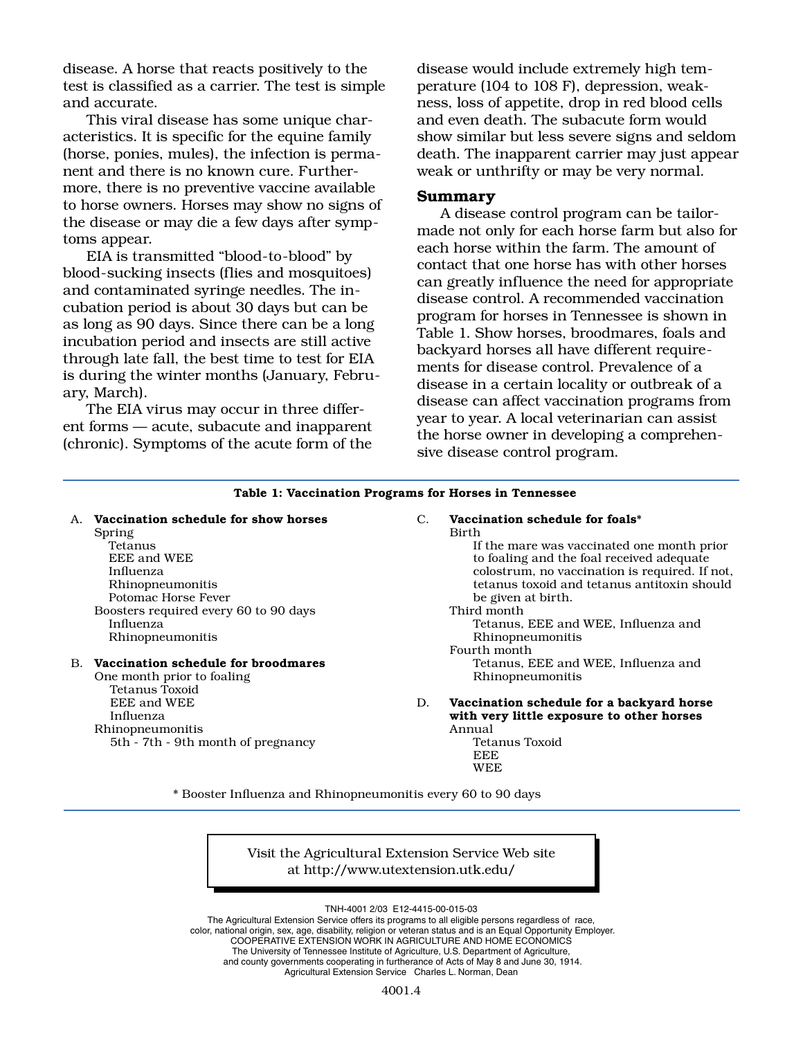disease. A horse that reacts positively to the test is classified as a carrier. The test is simple and accurate.

This viral disease has some unique characteristics. It is specific for the equine family (horse, ponies, mules), the infection is permanent and there is no known cure. Furthermore, there is no preventive vaccine available to horse owners. Horses may show no signs of the disease or may die a few days after symptoms appear.

EIA is transmitted "blood-to-blood" by blood-sucking insects (flies and mosquitoes) and contaminated syringe needles. The incubation period is about 30 days but can be as long as 90 days. Since there can be a long incubation period and insects are still active through late fall, the best time to test for EIA is during the winter months (January, February, March).

The EIA virus may occur in three different forms — acute, subacute and inapparent (chronic). Symptoms of the acute form of the disease would include extremely high temperature (104 to 108 F), depression, weakness, loss of appetite, drop in red blood cells and even death. The subacute form would show similar but less severe signs and seldom death. The inapparent carrier may just appear weak or unthrifty or may be very normal.

## Summary

A disease control program can be tailor-made not only for each horse farm but also for each horse within the farm. The amount of contact that one horse has with other horses can greatly influence the need for appropriate disease control. A recommended vaccination program for horses in Tennessee is shown in Table 1. Show horses, broodmares, foals and backyard horses all have different requirements for disease control. Prevalence of a disease in a certain locality or outbreak of a disease can affect vaccination programs from year to year. A local veterinarian can assist the horse owner in developing a comprehensive disease control program.

**Table 1: Vaccination Programs for Horses in Tennessee**

A. **Vaccination schedule for show horses**
- Spring
  - Tetanus
  - EEE and WEE
  - Influenza
  - Rhinopneumonitis
  - Potomac Horse Fever
- Boosters required every 60 to 90 days
  - Influenza
  - Rhinopneumonitis

B. **Vaccination schedule for broodmares**
- One month prior to foaling
  - Tetanus Toxoid
  - EEE and WEE
  - Influenza
- Rhinopneumonitis
  - 5th - 7th - 9th month of pregnancy

C. **Vaccination schedule for foals***
- Birth
  - If the mare was vaccinated one month prior to foaling and the foal received adequate colostrum, no vaccination is required. If not, tetanus toxoid and tetanus antitoxin should be given at birth.
- Third month
  - Tetanus, EEE and WEE, Influenza and Rhinopneumonitis
- Fourth month
  - Tetanus, EEE and WEE, Influenza and Rhinopneumonitis

D. **Vaccination schedule for a backyard horse with very little exposure to other horses**
- Annual
  - Tetanus Toxoid
  - EEE
  - WEE

* Booster Influenza and Rhinopneumonitis every 60 to 90 days

Visit the Agricultural Extension Service Web site at http://www.utextension.utk.edu/

TNH-4001 2/03 E12-4415-00-015-03
The Agricultural Extension Service offers its programs to all eligible persons regardless of race, color, national origin, sex, age, disability, religion or veteran status and is an Equal Opportunity Employer.
COOPERATIVE EXTENSION WORK IN AGRICULTURE AND HOME ECONOMICS
The University of Tennessee Institute of Agriculture, U.S. Department of Agriculture, and county governments cooperating in furtherance of Acts of May 8 and June 30, 1914.
Agricultural Extension Service Charles L. Norman, Dean